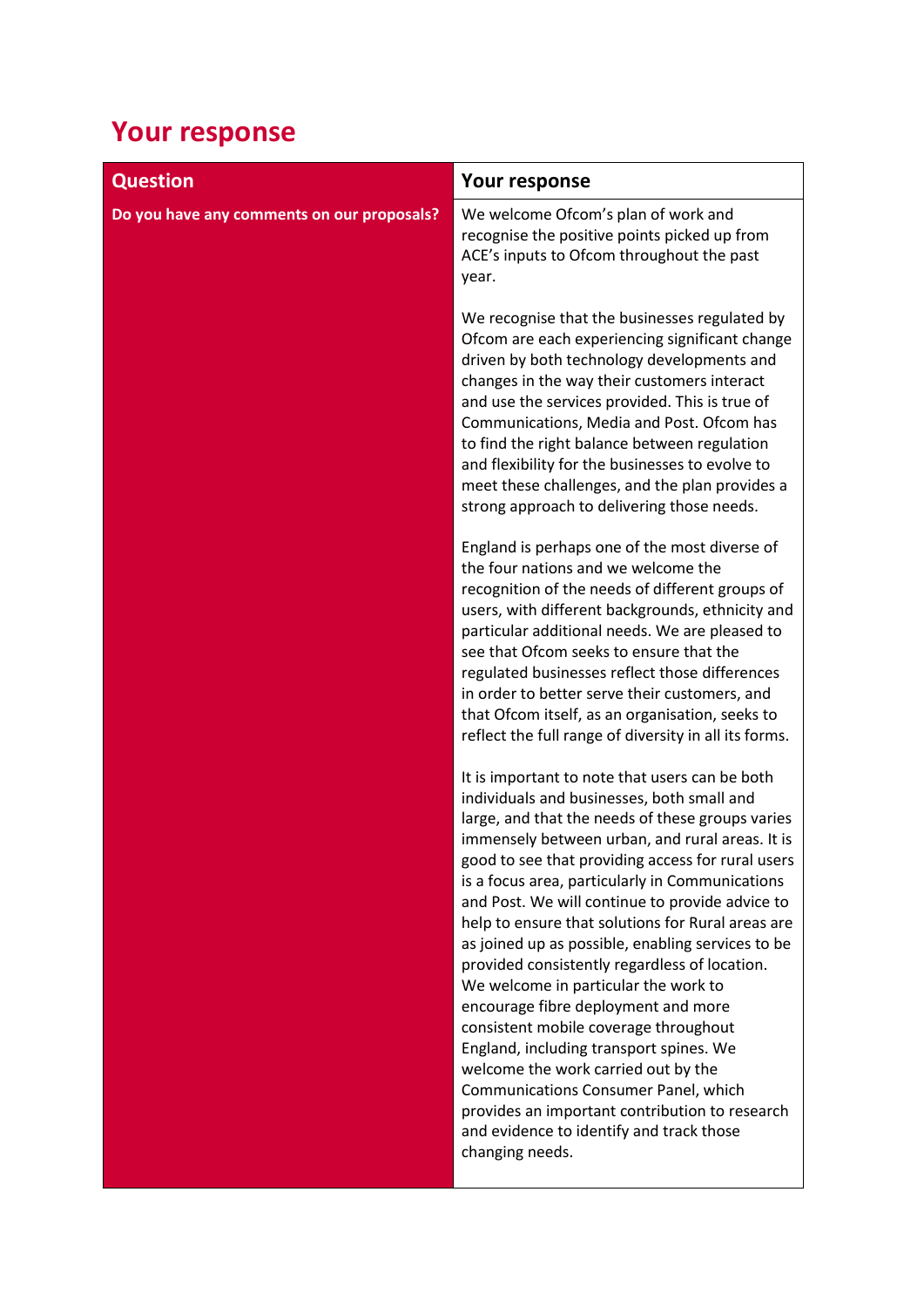# Your response

| Question | Your response |
| --- | --- |
| **Do you have any comments on our proposals?** | We welcome Ofcom's plan of work and recognise the positive points picked up from ACE's inputs to Ofcom throughout the past year.<br><br>We recognise that the businesses regulated by Ofcom are each experiencing significant change driven by both technology developments and changes in the way their customers interact and use the services provided. This is true of Communications, Media and Post. Ofcom has to find the right balance between regulation and flexibility for the businesses to evolve to meet these challenges, and the plan provides a strong approach to delivering those needs.<br><br>England is perhaps one of the most diverse of the four nations and we welcome the recognition of the needs of different groups of users, with different backgrounds, ethnicity and particular additional needs. We are pleased to see that Ofcom seeks to ensure that the regulated businesses reflect those differences in order to better serve their customers, and that Ofcom itself, as an organisation, seeks to reflect the full range of diversity in all its forms.<br><br>It is important to note that users can be both individuals and businesses, both small and large, and that the needs of these groups varies immensely between urban, and rural areas. It is good to see that providing access for rural users is a focus area, particularly in Communications and Post. We will continue to provide advice to help to ensure that solutions for Rural areas are as joined up as possible, enabling services to be provided consistently regardless of location. We welcome in particular the work to encourage fibre deployment and more consistent mobile coverage throughout England, including transport spines. We welcome the work carried out by the Communications Consumer Panel, which provides an important contribution to research and evidence to identify and track those changing needs. |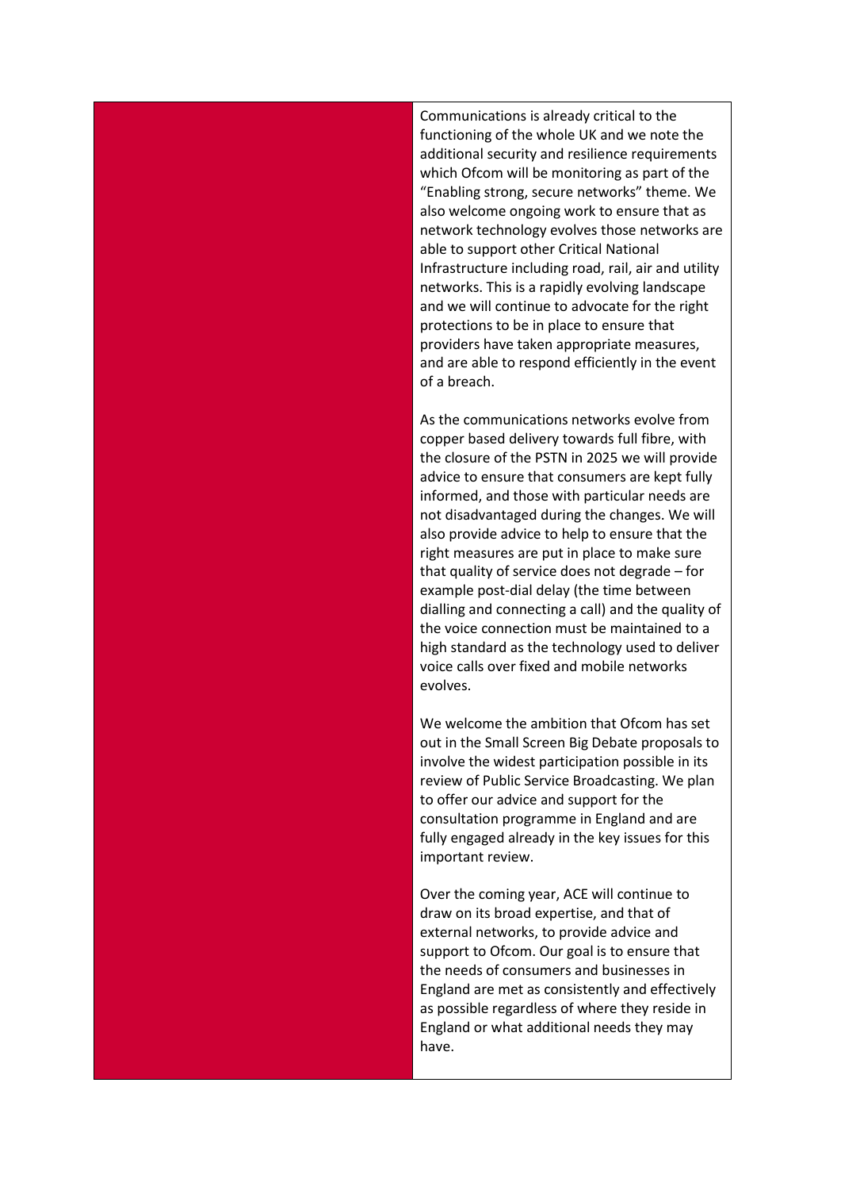Communications is already critical to the functioning of the whole UK and we note the additional security and resilience requirements which Ofcom will be monitoring as part of the "Enabling strong, secure networks" theme. We also welcome ongoing work to ensure that as network technology evolves those networks are able to support other Critical National Infrastructure including road, rail, air and utility networks. This is a rapidly evolving landscape and we will continue to advocate for the right protections to be in place to ensure that providers have taken appropriate measures, and are able to respond efficiently in the event of a breach.

As the communications networks evolve from copper based delivery towards full fibre, with the closure of the PSTN in 2025 we will provide advice to ensure that consumers are kept fully informed, and those with particular needs are not disadvantaged during the changes. We will also provide advice to help to ensure that the right measures are put in place to make sure that quality of service does not degrade – for example post-dial delay (the time between dialling and connecting a call) and the quality of the voice connection must be maintained to a high standard as the technology used to deliver voice calls over fixed and mobile networks evolves.

We welcome the ambition that Ofcom has set out in the Small Screen Big Debate proposals to involve the widest participation possible in its review of Public Service Broadcasting. We plan to offer our advice and support for the consultation programme in England and are fully engaged already in the key issues for this important review.

Over the coming year, ACE will continue to draw on its broad expertise, and that of external networks, to provide advice and support to Ofcom. Our goal is to ensure that the needs of consumers and businesses in England are met as consistently and effectively as possible regardless of where they reside in England or what additional needs they may have.